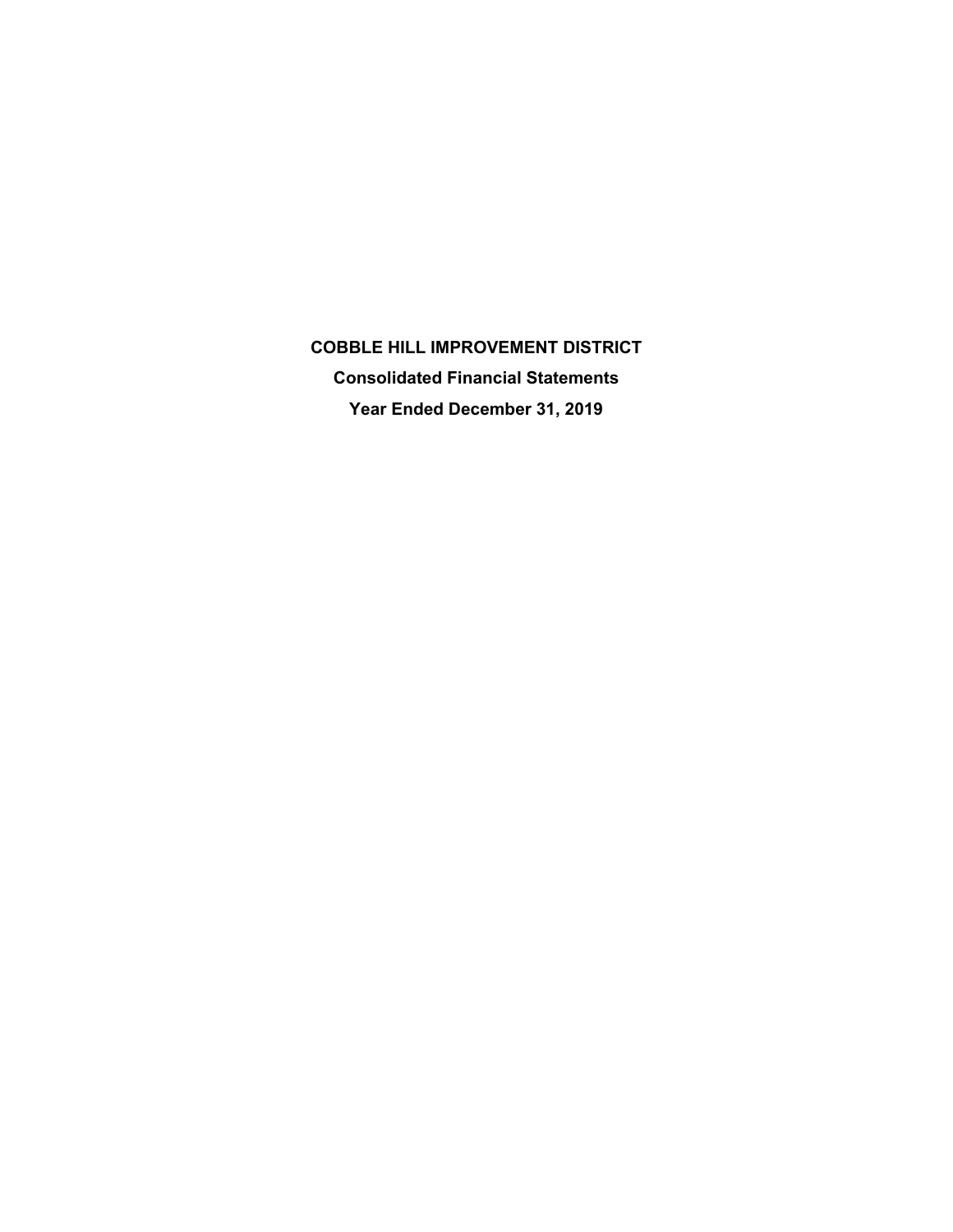# COBBLE HILL IMPROVEMENT DISTRICT

## Consolidated Financial Statements

## Year Ended December 31, 2019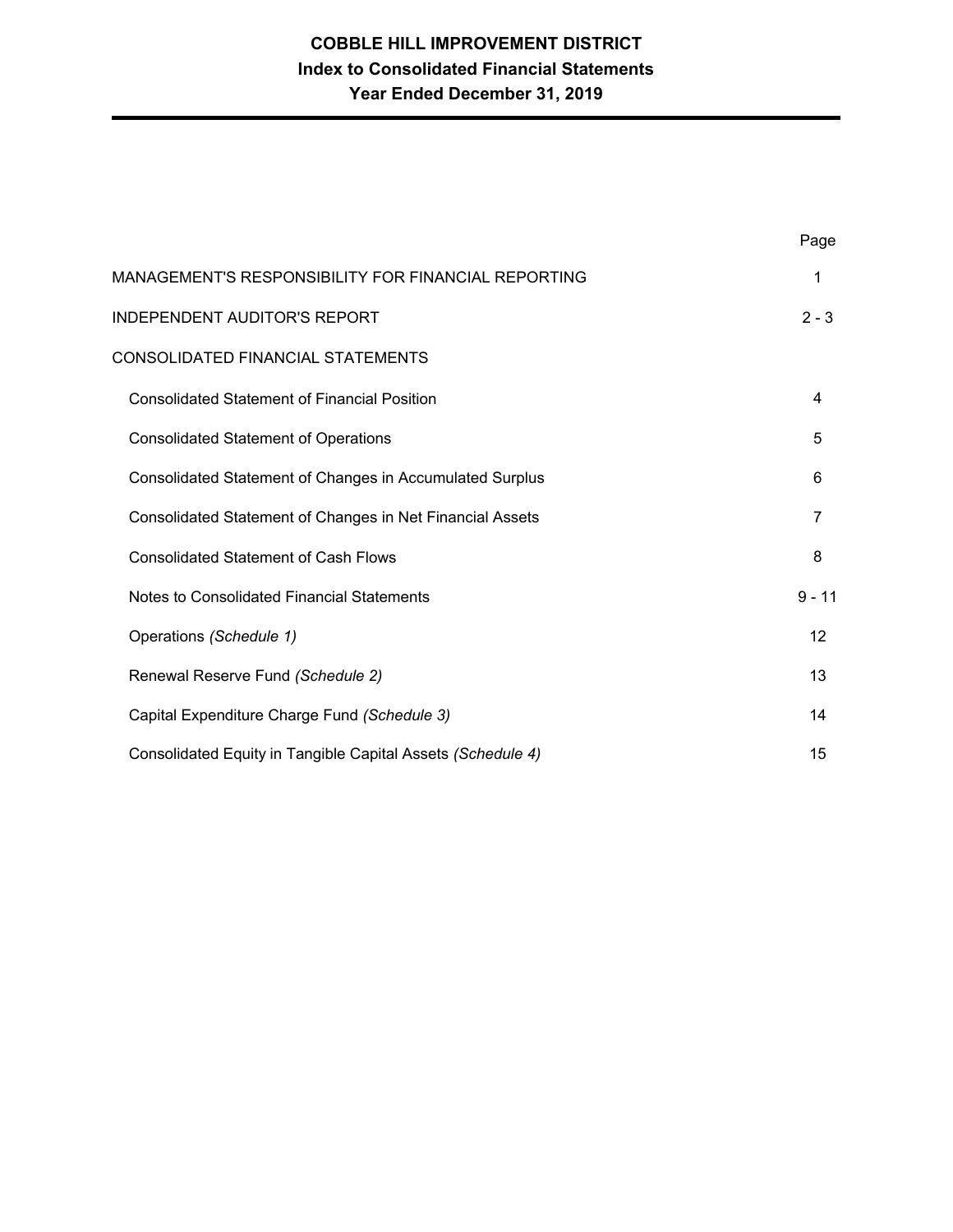# COBBLE HILL IMPROVEMENT DISTRICT
## Index to Consolidated Financial Statements
## Year Ended December 31, 2019

| | Page |
|---|---|
| MANAGEMENT'S RESPONSIBILITY FOR FINANCIAL REPORTING | 1 |
| INDEPENDENT AUDITOR'S REPORT | 2 - 3 |
| CONSOLIDATED FINANCIAL STATEMENTS | |
| Consolidated Statement of Financial Position | 4 |
| Consolidated Statement of Operations | 5 |
| Consolidated Statement of Changes in Accumulated Surplus | 6 |
| Consolidated Statement of Changes in Net Financial Assets | 7 |
| Consolidated Statement of Cash Flows | 8 |
| Notes to Consolidated Financial Statements | 9 - 11 |
| Operations *(Schedule 1)* | 12 |
| Renewal Reserve Fund *(Schedule 2)* | 13 |
| Capital Expenditure Charge Fund *(Schedule 3)* | 14 |
| Consolidated Equity in Tangible Capital Assets *(Schedule 4)* | 15 |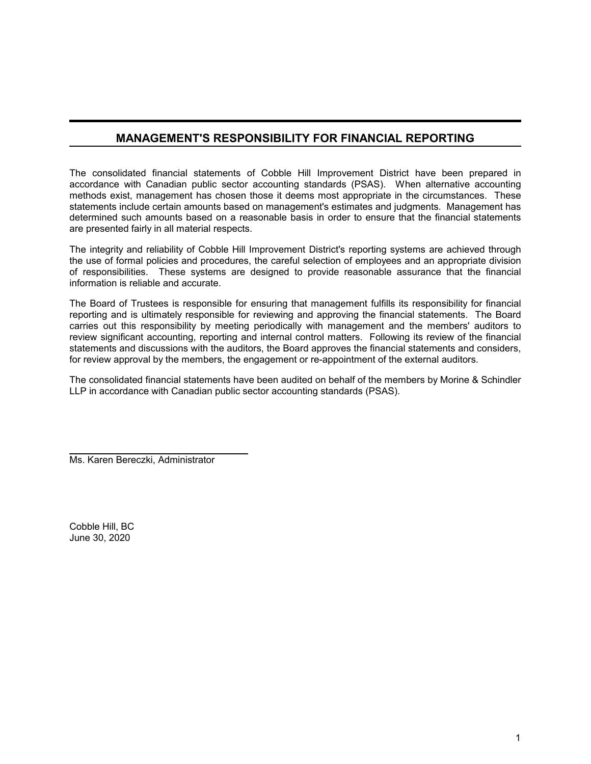## MANAGEMENT'S RESPONSIBILITY FOR FINANCIAL REPORTING

The consolidated financial statements of Cobble Hill Improvement District have been prepared in accordance with Canadian public sector accounting standards (PSAS). When alternative accounting methods exist, management has chosen those it deems most appropriate in the circumstances. These statements include certain amounts based on management's estimates and judgments. Management has determined such amounts based on a reasonable basis in order to ensure that the financial statements are presented fairly in all material respects.

The integrity and reliability of Cobble Hill Improvement District's reporting systems are achieved through the use of formal policies and procedures, the careful selection of employees and an appropriate division of responsibilities. These systems are designed to provide reasonable assurance that the financial information is reliable and accurate.

The Board of Trustees is responsible for ensuring that management fulfills its responsibility for financial reporting and is ultimately responsible for reviewing and approving the financial statements. The Board carries out this responsibility by meeting periodically with management and the members' auditors to review significant accounting, reporting and internal control matters. Following its review of the financial statements and discussions with the auditors, the Board approves the financial statements and considers, for review approval by the members, the engagement or re-appointment of the external auditors.

The consolidated financial statements have been audited on behalf of the members by Morine & Schindler LLP in accordance with Canadian public sector accounting standards (PSAS).

Ms. Karen Bereczki, Administrator

Cobble Hill, BC
June 30, 2020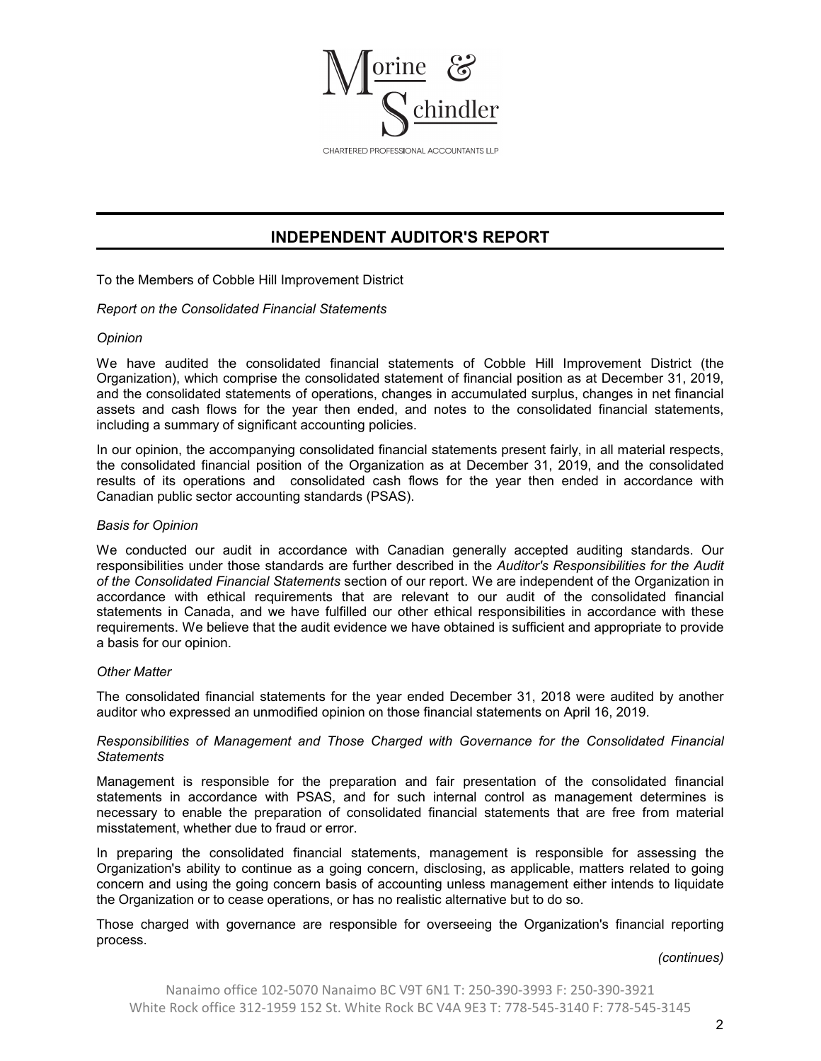Morine & Schindler

CHARTERED PROFESSIONAL ACCOUNTANTS LLP

## INDEPENDENT AUDITOR'S REPORT

To the Members of Cobble Hill Improvement District

*Report on the Consolidated Financial Statements*

*Opinion*

We have audited the consolidated financial statements of Cobble Hill Improvement District (the Organization), which comprise the consolidated statement of financial position as at December 31, 2019, and the consolidated statements of operations, changes in accumulated surplus, changes in net financial assets and cash flows for the year then ended, and notes to the consolidated financial statements, including a summary of significant accounting policies.

In our opinion, the accompanying consolidated financial statements present fairly, in all material respects, the consolidated financial position of the Organization as at December 31, 2019, and the consolidated results of its operations and consolidated cash flows for the year then ended in accordance with Canadian public sector accounting standards (PSAS).

*Basis for Opinion*

We conducted our audit in accordance with Canadian generally accepted auditing standards. Our responsibilities under those standards are further described in the *Auditor's Responsibilities for the Audit of the Consolidated Financial Statements* section of our report. We are independent of the Organization in accordance with ethical requirements that are relevant to our audit of the consolidated financial statements in Canada, and we have fulfilled our other ethical responsibilities in accordance with these requirements. We believe that the audit evidence we have obtained is sufficient and appropriate to provide a basis for our opinion.

*Other Matter*

The consolidated financial statements for the year ended December 31, 2018 were audited by another auditor who expressed an unmodified opinion on those financial statements on April 16, 2019.

*Responsibilities of Management and Those Charged with Governance for the Consolidated Financial Statements*

Management is responsible for the preparation and fair presentation of the consolidated financial statements in accordance with PSAS, and for such internal control as management determines is necessary to enable the preparation of consolidated financial statements that are free from material misstatement, whether due to fraud or error.

In preparing the consolidated financial statements, management is responsible for assessing the Organization's ability to continue as a going concern, disclosing, as applicable, matters related to going concern and using the going concern basis of accounting unless management either intends to liquidate the Organization or to cease operations, or has no realistic alternative but to do so.

Those charged with governance are responsible for overseeing the Organization's financial reporting process.

*(continues)*

Nanaimo office 102-5070 Nanaimo BC V9T 6N1 T: 250-390-3993 F: 250-390-3921
White Rock office 312-1959 152 St. White Rock BC V4A 9E3 T: 778-545-3140 F: 778-545-3145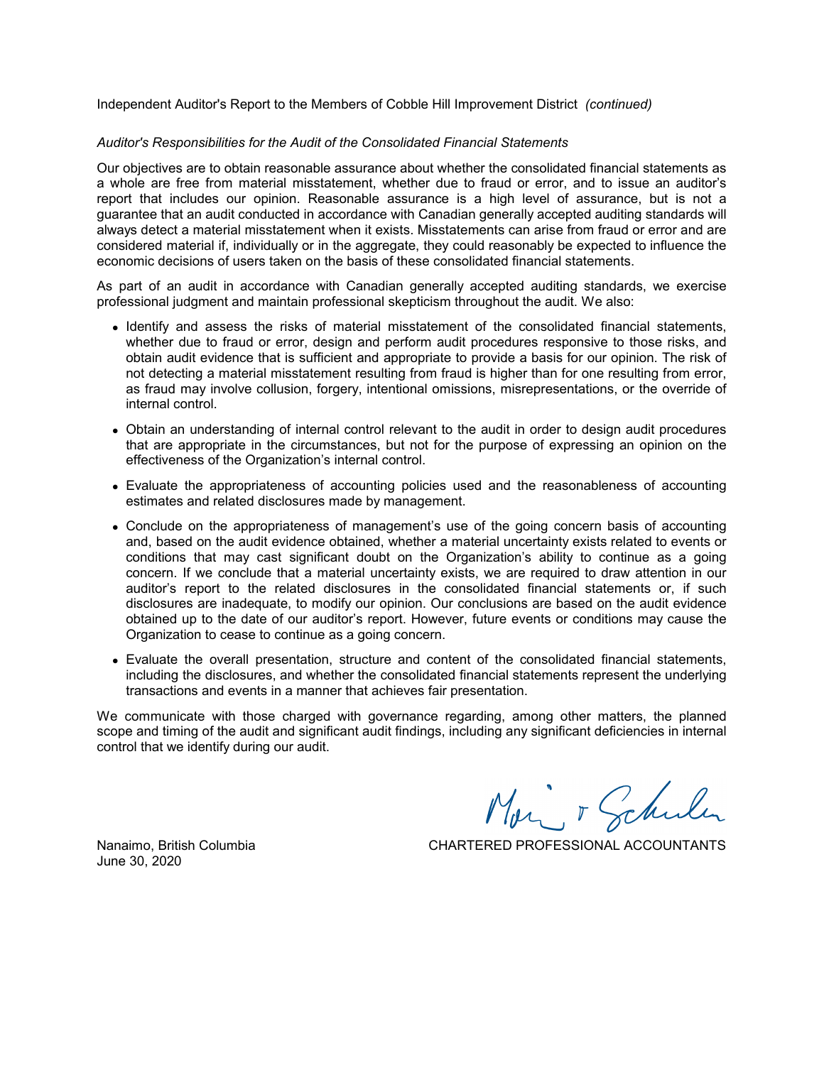Independent Auditor's Report to the Members of Cobble Hill Improvement District *(continued)*

*Auditor's Responsibilities for the Audit of the Consolidated Financial Statements*

Our objectives are to obtain reasonable assurance about whether the consolidated financial statements as a whole are free from material misstatement, whether due to fraud or error, and to issue an auditor's report that includes our opinion. Reasonable assurance is a high level of assurance, but is not a guarantee that an audit conducted in accordance with Canadian generally accepted auditing standards will always detect a material misstatement when it exists. Misstatements can arise from fraud or error and are considered material if, individually or in the aggregate, they could reasonably be expected to influence the economic decisions of users taken on the basis of these consolidated financial statements.

As part of an audit in accordance with Canadian generally accepted auditing standards, we exercise professional judgment and maintain professional skepticism throughout the audit. We also:

- Identify and assess the risks of material misstatement of the consolidated financial statements, whether due to fraud or error, design and perform audit procedures responsive to those risks, and obtain audit evidence that is sufficient and appropriate to provide a basis for our opinion. The risk of not detecting a material misstatement resulting from fraud is higher than for one resulting from error, as fraud may involve collusion, forgery, intentional omissions, misrepresentations, or the override of internal control.
- Obtain an understanding of internal control relevant to the audit in order to design audit procedures that are appropriate in the circumstances, but not for the purpose of expressing an opinion on the effectiveness of the Organization's internal control.
- Evaluate the appropriateness of accounting policies used and the reasonableness of accounting estimates and related disclosures made by management.
- Conclude on the appropriateness of management's use of the going concern basis of accounting and, based on the audit evidence obtained, whether a material uncertainty exists related to events or conditions that may cast significant doubt on the Organization's ability to continue as a going concern. If we conclude that a material uncertainty exists, we are required to draw attention in our auditor's report to the related disclosures in the consolidated financial statements or, if such disclosures are inadequate, to modify our opinion. Our conclusions are based on the audit evidence obtained up to the date of our auditor's report. However, future events or conditions may cause the Organization to cease to continue as a going concern.
- Evaluate the overall presentation, structure and content of the consolidated financial statements, including the disclosures, and whether the consolidated financial statements represent the underlying transactions and events in a manner that achieves fair presentation.

We communicate with those charged with governance regarding, among other matters, the planned scope and timing of the audit and significant audit findings, including any significant deficiencies in internal control that we identify during our audit.

Nanaimo, British Columbia
June 30, 2020

CHARTERED PROFESSIONAL ACCOUNTANTS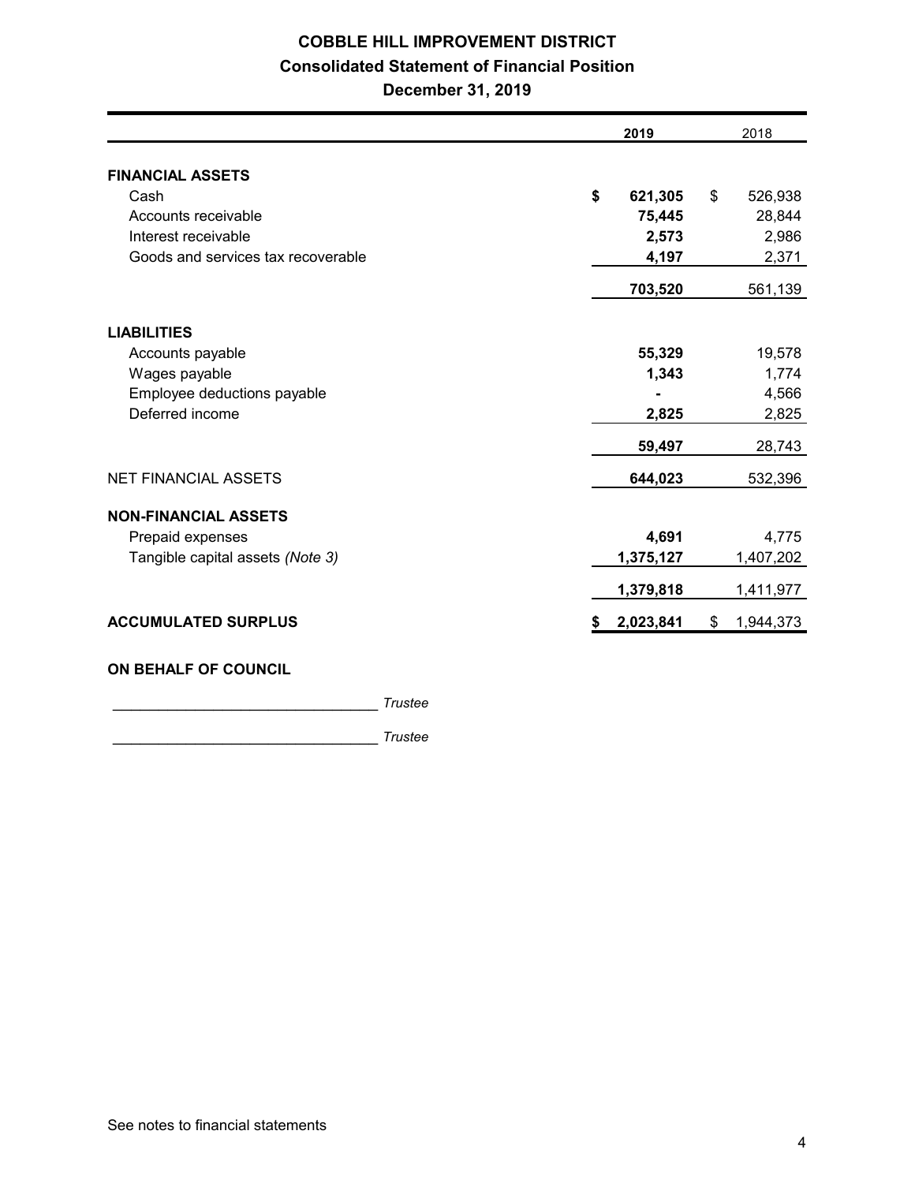# COBBLE HILL IMPROVEMENT DISTRICT

## Consolidated Statement of Financial Position

### December 31, 2019

| | 2019 | 2018 |
|---|---|---|
| **FINANCIAL ASSETS** | | |
| Cash | **$ 621,305** | $ 526,938 |
| Accounts receivable | **75,445** | 28,844 |
| Interest receivable | **2,573** | 2,986 |
| Goods and services tax recoverable | **4,197** | 2,371 |
| | **703,520** | 561,139 |
| **LIABILITIES** | | |
| Accounts payable | **55,329** | 19,578 |
| Wages payable | **1,343** | 1,774 |
| Employee deductions payable | **-** | 4,566 |
| Deferred income | **2,825** | 2,825 |
| | **59,497** | 28,743 |
| NET FINANCIAL ASSETS | **644,023** | 532,396 |
| **NON-FINANCIAL ASSETS** | | |
| Prepaid expenses | **4,691** | 4,775 |
| Tangible capital assets *(Note 3)* | **1,375,127** | 1,407,202 |
| | **1,379,818** | 1,411,977 |
| **ACCUMULATED SURPLUS** | **$ 2,023,841** | $ 1,944,373 |

**ON BEHALF OF COUNCIL**

_________________________________ *Trustee*

_________________________________ *Trustee*

See notes to financial statements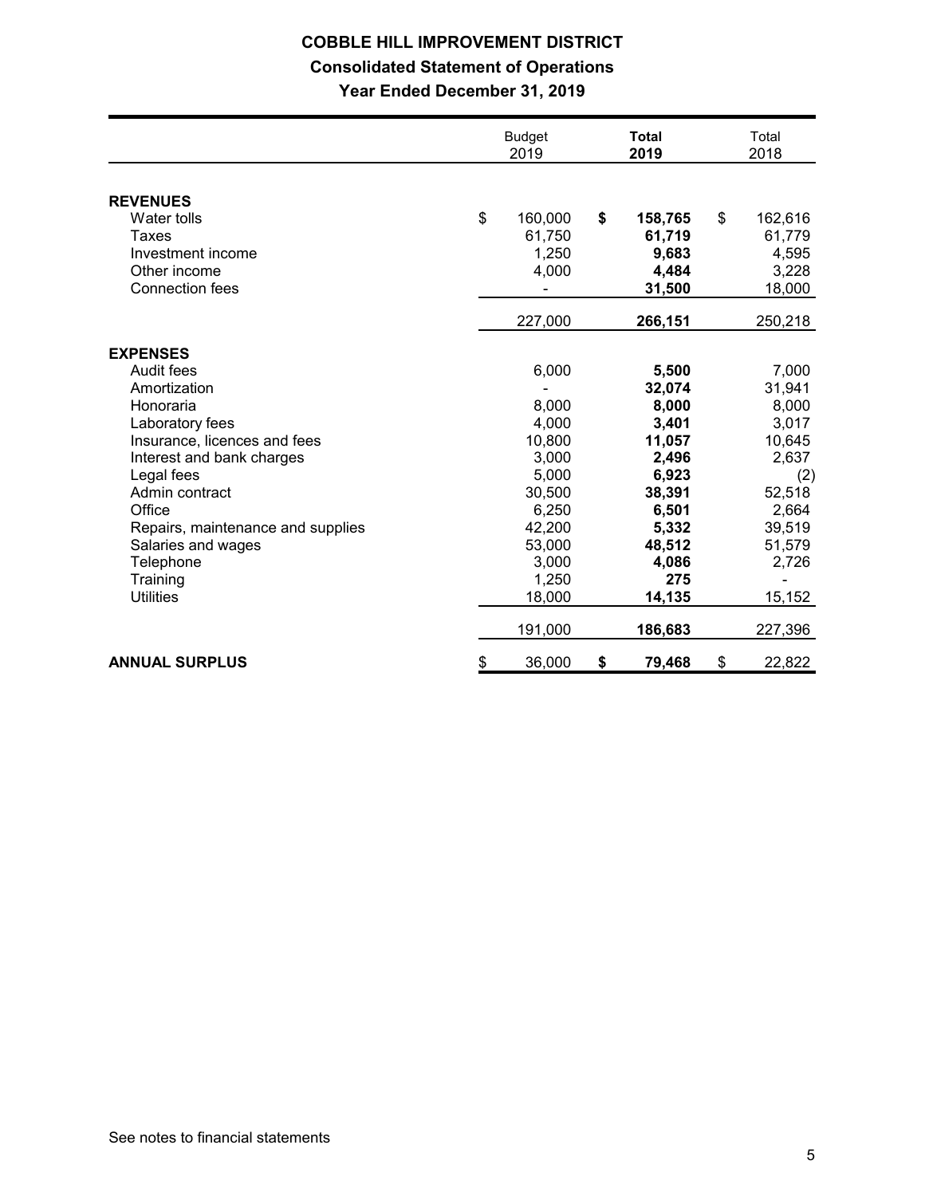# COBBLE HILL IMPROVEMENT DISTRICT

## Consolidated Statement of Operations

### Year Ended December 31, 2019

| | Budget 2019 | **Total 2019** | Total 2018 |
|---|---|---|---|
| **REVENUES** | | | |
| Water tolls | $ 160,000 | **$ 158,765** | $ 162,616 |
| Taxes | 61,750 | **61,719** | 61,779 |
| Investment income | 1,250 | **9,683** | 4,595 |
| Other income | 4,000 | **4,484** | 3,228 |
| Connection fees | - | **31,500** | 18,000 |
| | 227,000 | **266,151** | 250,218 |
| **EXPENSES** | | | |
| Audit fees | 6,000 | **5,500** | 7,000 |
| Amortization | - | **32,074** | 31,941 |
| Honoraria | 8,000 | **8,000** | 8,000 |
| Laboratory fees | 4,000 | **3,401** | 3,017 |
| Insurance, licences and fees | 10,800 | **11,057** | 10,645 |
| Interest and bank charges | 3,000 | **2,496** | 2,637 |
| Legal fees | 5,000 | **6,923** | (2) |
| Admin contract | 30,500 | **38,391** | 52,518 |
| Office | 6,250 | **6,501** | 2,664 |
| Repairs, maintenance and supplies | 42,200 | **5,332** | 39,519 |
| Salaries and wages | 53,000 | **48,512** | 51,579 |
| Telephone | 3,000 | **4,086** | 2,726 |
| Training | 1,250 | **275** | - |
| Utilities | 18,000 | **14,135** | 15,152 |
| | 191,000 | **186,683** | 227,396 |
| **ANNUAL SURPLUS** | $ 36,000 | **$ 79,468** | $ 22,822 |

See notes to financial statements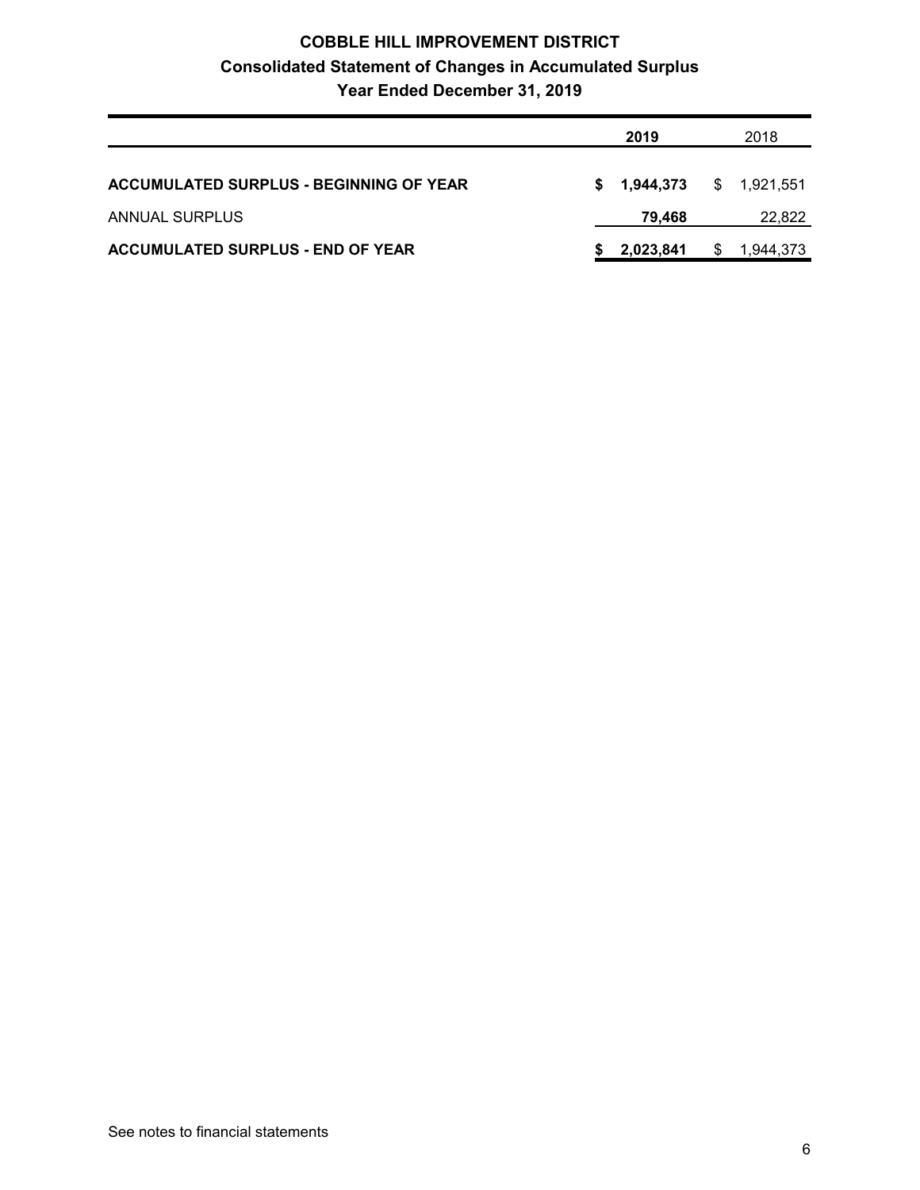# COBBLE HILL IMPROVEMENT DISTRICT

## Consolidated Statement of Changes in Accumulated Surplus

### Year Ended December 31, 2019

| | 2019 | 2018 |
|---|---|---|
| **ACCUMULATED SURPLUS - BEGINNING OF YEAR** | **$ 1,944,373** | $ 1,921,551 |
| ANNUAL SURPLUS | **79,468** | 22,822 |
| **ACCUMULATED SURPLUS - END OF YEAR** | **$ 2,023,841** | $ 1,944,373 |

See notes to financial statements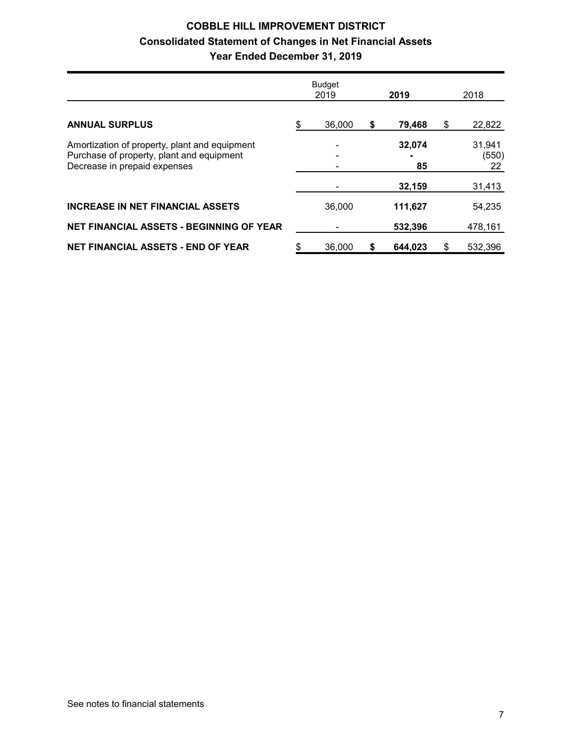# COBBLE HILL IMPROVEMENT DISTRICT

## Consolidated Statement of Changes in Net Financial Assets

### Year Ended December 31, 2019

| | Budget 2019 | **2019** | 2018 |
|---|---|---|---|
| **ANNUAL SURPLUS** | $ 36,000 | **$ 79,468** | $ 22,822 |
| Amortization of property, plant and equipment | - | **32,074** | 31,941 |
| Purchase of property, plant and equipment | - | **-** | (550) |
| Decrease in prepaid expenses | - | **85** | 22 |
| | - | **32,159** | 31,413 |
| **INCREASE IN NET FINANCIAL ASSETS** | 36,000 | **111,627** | 54,235 |
| **NET FINANCIAL ASSETS - BEGINNING OF YEAR** | - | **532,396** | 478,161 |
| **NET FINANCIAL ASSETS - END OF YEAR** | $ 36,000 | **$ 644,023** | $ 532,396 |

See notes to financial statements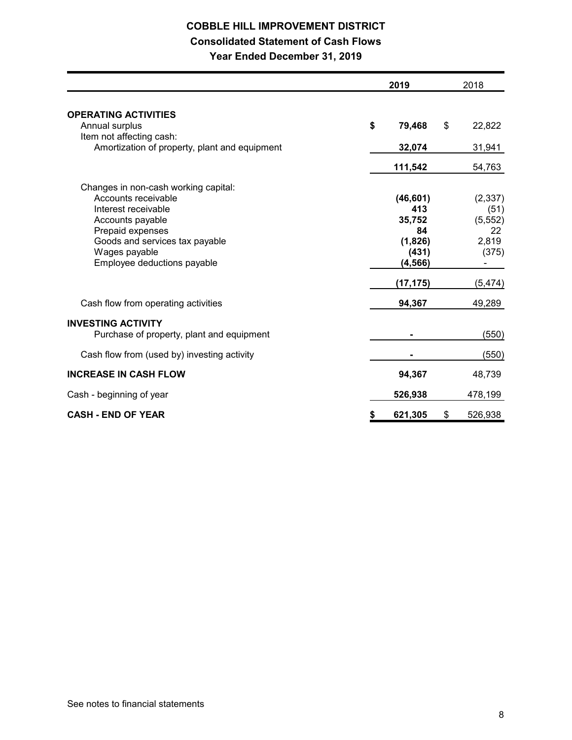# COBBLE HILL IMPROVEMENT DISTRICT

## Consolidated Statement of Cash Flows

### Year Ended December 31, 2019

| | 2019 | 2018 |
|---|---|---|
| **OPERATING ACTIVITIES** | | |
| Annual surplus | **$ 79,468** | $ 22,822 |
| Item not affecting cash: | | |
| Amortization of property, plant and equipment | **32,074** | 31,941 |
| | **111,542** | 54,763 |
| Changes in non-cash working capital: | | |
| Accounts receivable | **(46,601)** | (2,337) |
| Interest receivable | **413** | (51) |
| Accounts payable | **35,752** | (5,552) |
| Prepaid expenses | **84** | 22 |
| Goods and services tax payable | **(1,826)** | 2,819 |
| Wages payable | **(431)** | (375) |
| Employee deductions payable | **(4,566)** | - |
| | **(17,175)** | (5,474) |
| Cash flow from operating activities | **94,367** | 49,289 |
| **INVESTING ACTIVITY** | | |
| Purchase of property, plant and equipment | **-** | (550) |
| Cash flow from (used by) investing activity | **-** | (550) |
| **INCREASE IN CASH FLOW** | **94,367** | 48,739 |
| Cash - beginning of year | **526,938** | 478,199 |
| **CASH - END OF YEAR** | **$ 621,305** | $ 526,938 |

See notes to financial statements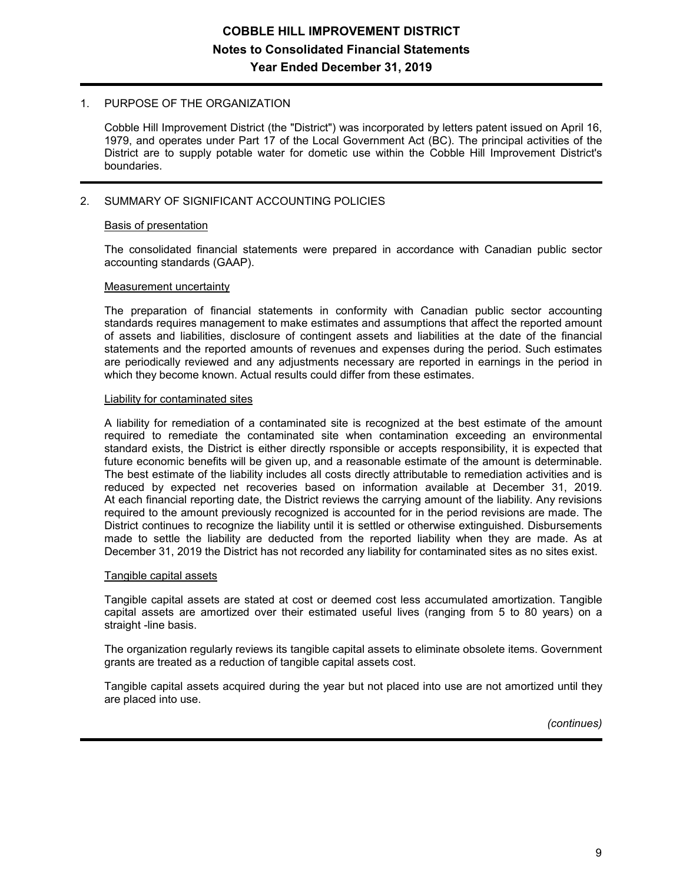# COBBLE HILL IMPROVEMENT DISTRICT
## Notes to Consolidated Financial Statements
## Year Ended December 31, 2019

### 1. PURPOSE OF THE ORGANIZATION

Cobble Hill Improvement District (the "District") was incorporated by letters patent issued on April 16, 1979, and operates under Part 17 of the Local Government Act (BC). The principal activities of the District are to supply potable water for dometic use within the Cobble Hill Improvement District's boundaries.

### 2. SUMMARY OF SIGNIFICANT ACCOUNTING POLICIES

Basis of presentation

The consolidated financial statements were prepared in accordance with Canadian public sector accounting standards (GAAP).

Measurement uncertainty

The preparation of financial statements in conformity with Canadian public sector accounting standards requires management to make estimates and assumptions that affect the reported amount of assets and liabilities, disclosure of contingent assets and liabilities at the date of the financial statements and the reported amounts of revenues and expenses during the period. Such estimates are periodically reviewed and any adjustments necessary are reported in earnings in the period in which they become known. Actual results could differ from these estimates.

Liability for contaminated sites

A liability for remediation of a contaminated site is recognized at the best estimate of the amount required to remediate the contaminated site when contamination exceeding an environmental standard exists, the District is either directly rsponsible or accepts responsibility, it is expected that future economic benefits will be given up, and a reasonable estimate of the amount is determinable. The best estimate of the liability includes all costs directly attributable to remediation activities and is reduced by expected net recoveries based on information available at December 31, 2019. At each financial reporting date, the District reviews the carrying amount of the liability. Any revisions required to the amount previously recognized is accounted for in the period revisions are made. The District continues to recognize the liability until it is settled or otherwise extinguished. Disbursements made to settle the liability are deducted from the reported liability when they are made. As at December 31, 2019 the District has not recorded any liability for contaminated sites as no sites exist.

Tangible capital assets

Tangible capital assets are stated at cost or deemed cost less accumulated amortization. Tangible capital assets are amortized over their estimated useful lives (ranging from 5 to 80 years) on a straight -line basis.

The organization regularly reviews its tangible capital assets to eliminate obsolete items. Government grants are treated as a reduction of tangible capital assets cost.

Tangible capital assets acquired during the year but not placed into use are not amortized until they are placed into use.

*(continues)*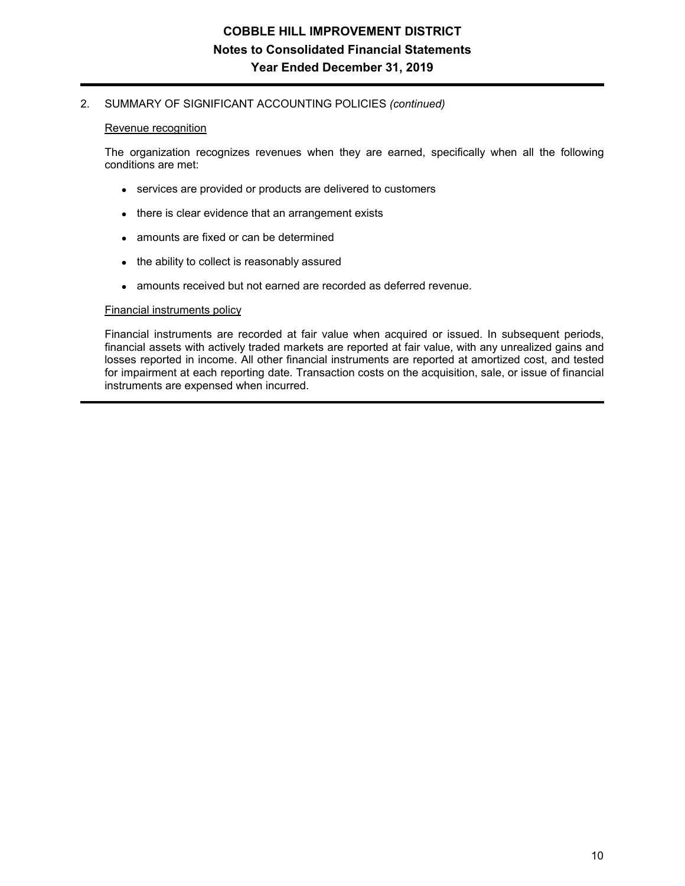2. SUMMARY OF SIGNIFICANT ACCOUNTING POLICIES *(continued)*

Revenue recognition

The organization recognizes revenues when they are earned, specifically when all the following conditions are met:

- services are provided or products are delivered to customers
- there is clear evidence that an arrangement exists
- amounts are fixed or can be determined
- the ability to collect is reasonably assured
- amounts received but not earned are recorded as deferred revenue.

Financial instruments policy

Financial instruments are recorded at fair value when acquired or issued. In subsequent periods, financial assets with actively traded markets are reported at fair value, with any unrealized gains and losses reported in income. All other financial instruments are reported at amortized cost, and tested for impairment at each reporting date. Transaction costs on the acquisition, sale, or issue of financial instruments are expensed when incurred.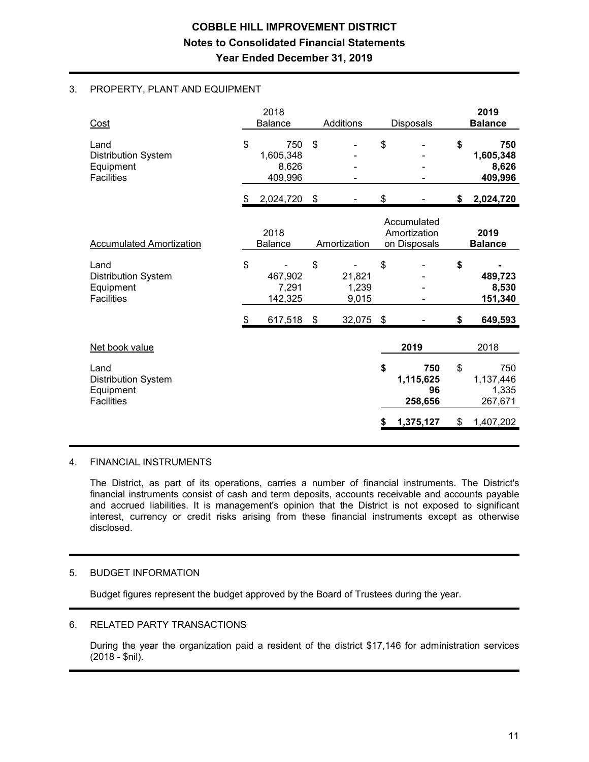# COBBLE HILL IMPROVEMENT DISTRICT
## Notes to Consolidated Financial Statements
### Year Ended December 31, 2019

3. PROPERTY, PLANT AND EQUIPMENT

| Cost | 2018 Balance | Additions | Disposals | **2019 Balance** |
|---|---|---|---|---|
| Land | $ 750 | $ - | $ - | **$ 750** |
| Distribution System | 1,605,348 | - | - | **1,605,348** |
| Equipment | 8,626 | - | - | **8,626** |
| Facilities | 409,996 | - | - | **409,996** |
| | $ 2,024,720 | $ - | $ - | **$ 2,024,720** |

| Accumulated Amortization | 2018 Balance | Amortization | Accumulated Amortization on Disposals | **2019 Balance** |
|---|---|---|---|---|
| Land | $ - | $ - | $ - | **$ -** |
| Distribution System | 467,902 | 21,821 | - | **489,723** |
| Equipment | 7,291 | 1,239 | - | **8,530** |
| Facilities | 142,325 | 9,015 | - | **151,340** |
| | $ 617,518 | $ 32,075 | $ - | **$ 649,593** |

| Net book value | **2019** | 2018 |
|---|---|---|
| Land | **$ 750** | $ 750 |
| Distribution System | **1,115,625** | 1,137,446 |
| Equipment | **96** | 1,335 |
| Facilities | **258,656** | 267,671 |
| | **$ 1,375,127** | $ 1,407,202 |

4. FINANCIAL INSTRUMENTS

The District, as part of its operations, carries a number of financial instruments. The District's financial instruments consist of cash and term deposits, accounts receivable and accounts payable and accrued liabilities. It is management's opinion that the District is not exposed to significant interest, currency or credit risks arising from these financial instruments except as otherwise disclosed.

5. BUDGET INFORMATION

Budget figures represent the budget approved by the Board of Trustees during the year.

6. RELATED PARTY TRANSACTIONS

During the year the organization paid a resident of the district $17,146 for administration services (2018 - $nil).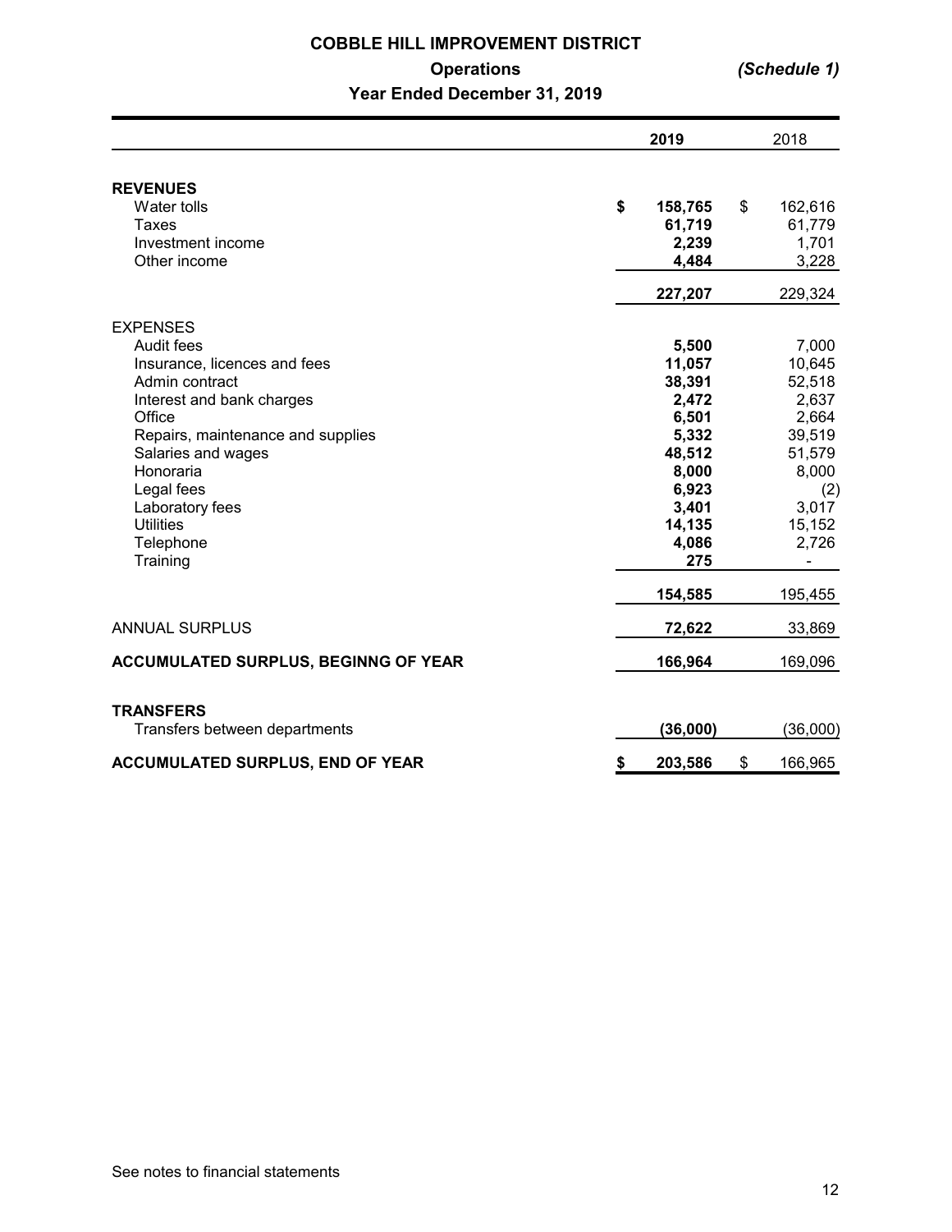# COBBLE HILL IMPROVEMENT DISTRICT

## Operations *(Schedule 1)*

### Year Ended December 31, 2019

| | 2019 | 2018 |
|---|---|---|
| **REVENUES** | | |
| Water tolls | **$ 158,765** | $ 162,616 |
| Taxes | **61,719** | 61,779 |
| Investment income | **2,239** | 1,701 |
| Other income | **4,484** | 3,228 |
| | **227,207** | 229,324 |
| EXPENSES | | |
| Audit fees | **5,500** | 7,000 |
| Insurance, licences and fees | **11,057** | 10,645 |
| Admin contract | **38,391** | 52,518 |
| Interest and bank charges | **2,472** | 2,637 |
| Office | **6,501** | 2,664 |
| Repairs, maintenance and supplies | **5,332** | 39,519 |
| Salaries and wages | **48,512** | 51,579 |
| Honoraria | **8,000** | 8,000 |
| Legal fees | **6,923** | (2) |
| Laboratory fees | **3,401** | 3,017 |
| Utilities | **14,135** | 15,152 |
| Telephone | **4,086** | 2,726 |
| Training | **275** | - |
| | **154,585** | 195,455 |
| ANNUAL SURPLUS | **72,622** | 33,869 |
| **ACCUMULATED SURPLUS, BEGINNG OF YEAR** | **166,964** | 169,096 |
| **TRANSFERS** | | |
| Transfers between departments | **(36,000)** | (36,000) |
| **ACCUMULATED SURPLUS, END OF YEAR** | **$ 203,586** | $ 166,965 |

See notes to financial statements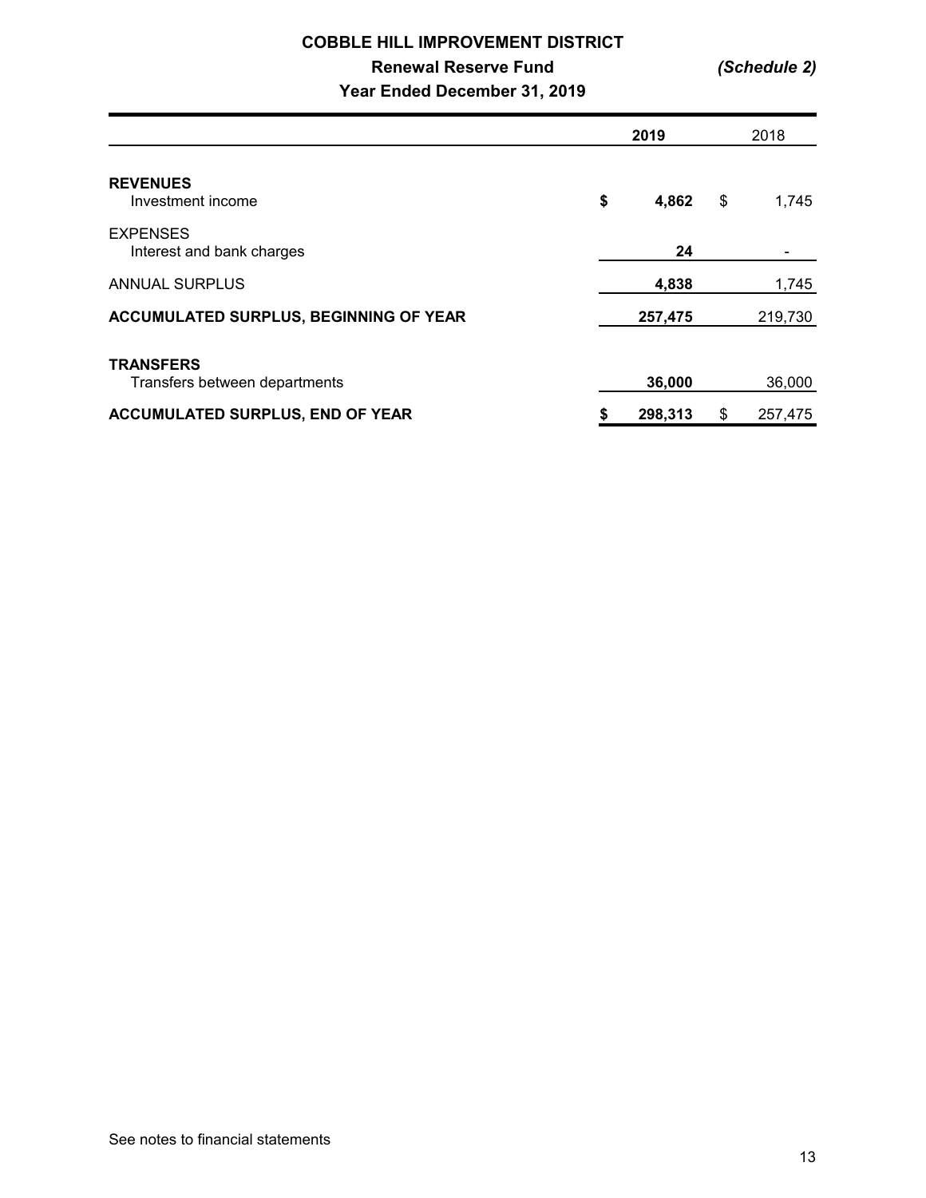# COBBLE HILL IMPROVEMENT DISTRICT

## Renewal Reserve Fund

*(Schedule 2)*

### Year Ended December 31, 2019

| | 2019 | 2018 |
|---|---|---|
| **REVENUES** | | |
| Investment income | **$ 4,862** | $ 1,745 |
| EXPENSES | | |
| Interest and bank charges | **24** | - |
| ANNUAL SURPLUS | **4,838** | 1,745 |
| **ACCUMULATED SURPLUS, BEGINNING OF YEAR** | **257,475** | 219,730 |
| **TRANSFERS** | | |
| Transfers between departments | **36,000** | 36,000 |
| **ACCUMULATED SURPLUS, END OF YEAR** | **$ 298,313** | $ 257,475 |

See notes to financial statements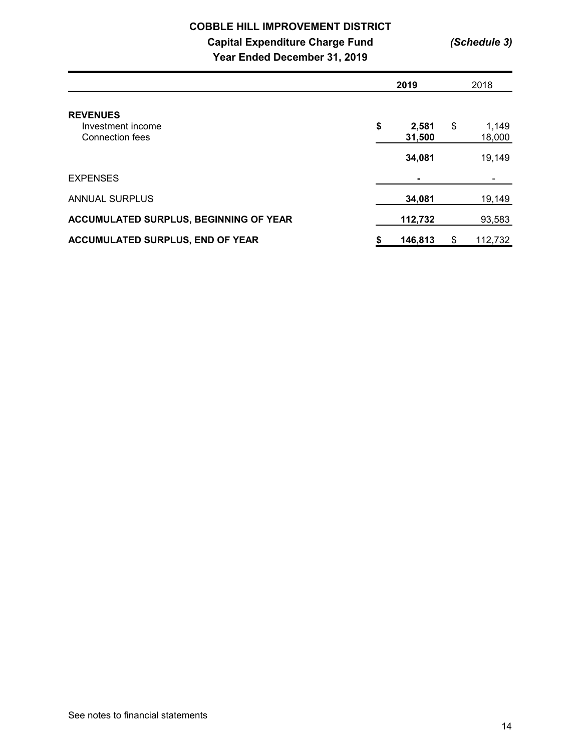# COBBLE HILL IMPROVEMENT DISTRICT

## Capital Expenditure Charge Fund *(Schedule 3)*

### Year Ended December 31, 2019

| | 2019 | 2018 |
|---|---|---|
| **REVENUES** | | |
| Investment income | **$ 2,581** | $ 1,149 |
| Connection fees | **31,500** | 18,000 |
| | **34,081** | 19,149 |
| EXPENSES | **-** | - |
| ANNUAL SURPLUS | **34,081** | 19,149 |
| **ACCUMULATED SURPLUS, BEGINNING OF YEAR** | **112,732** | 93,583 |
| **ACCUMULATED SURPLUS, END OF YEAR** | **$ 146,813** | $ 112,732 |

See notes to financial statements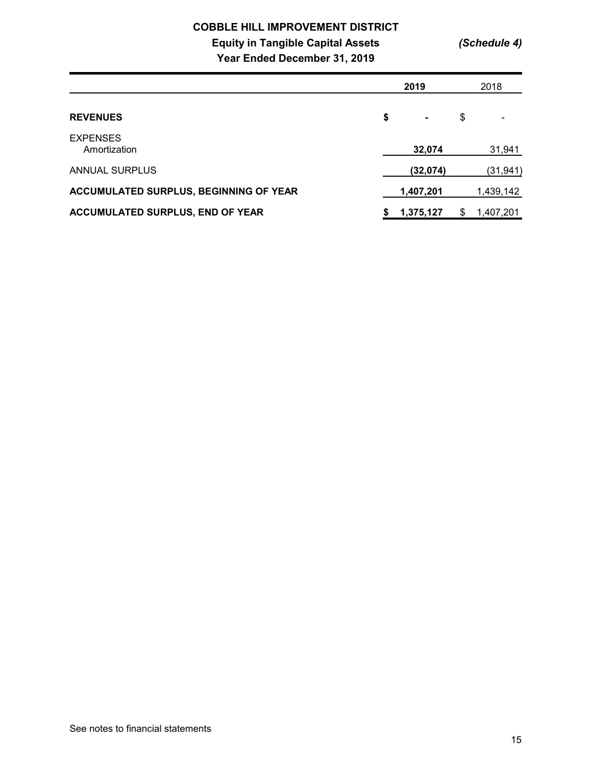**COBBLE HILL IMPROVEMENT DISTRICT**

**Equity in Tangible Capital Assets** *(Schedule 4)*

**Year Ended December 31, 2019**

| | 2019 | 2018 |
|---|---|---|
| **REVENUES** | **$ -** | $ - |
| EXPENSES | | |
| Amortization | **32,074** | 31,941 |
| ANNUAL SURPLUS | **(32,074)** | (31,941) |
| **ACCUMULATED SURPLUS, BEGINNING OF YEAR** | **1,407,201** | 1,439,142 |
| **ACCUMULATED SURPLUS, END OF YEAR** | **$ 1,375,127** | $ 1,407,201 |

See notes to financial statements